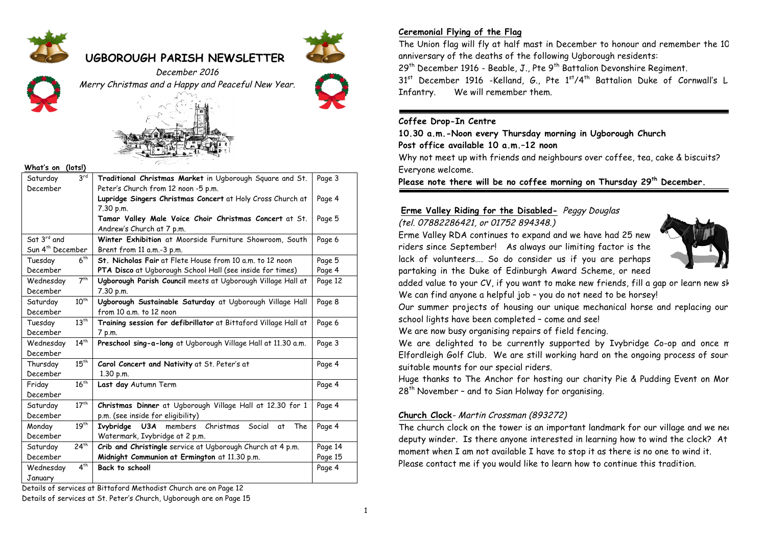# UGBOROUGH PARISH NEWSLETTER

*December 2016*

*Merry Christmas and a Happy and Peaceful New Year.*

**What's on (lots!)**

| Date | Event | Page |
|---|---|---|
| Saturday 3rd December | **Traditional Christmas Market** in Ugborough Square and St. Peter's Church from 12 noon -5 p.m. | Page 3 |
| | **Lupridge Singers Christmas Concert** at Holy Cross Church at 7.30 p.m. | Page 4 |
| | **Tamar Valley Male Voice Choir Christmas Concert** at St. Andrew's Church at 7 p.m. | Page 5 |
| Sat 3rd and Sun 4th December | **Winter Exhibition** at Moorside Furniture Showroom, South Brent from 11 a.m.-3 p.m. | Page 6 |
| Tuesday 6th December | **St. Nicholas Fair** at Flete House from 10 a.m. to 12 noon | Page 5 |
| | **PTA Disco** at Ugborough School Hall (see inside for times) | Page 4 |
| Wednesday 7th December | **Ugborough Parish Council** meets at Ugborough Village Hall at 7.30 p.m. | Page 12 |
| Saturday 10th December | **Ugborough Sustainable Saturday** at Ugborough Village Hall from 10 a.m. to 12 noon | Page 8 |
| Tuesday 13th December | **Training session for defibrillator** at Bittaford Village Hall at 7 p.m. | Page 6 |
| Wednesday 14th December | **Preschool sing-a-long** at Ugborough Village Hall at 11.30 a.m. | Page 3 |
| Thursday 15th December | **Carol Concert and Nativity** at St. Peter's at 1.30 p.m. | Page 4 |
| Friday 16th December | **Last day** Autumn Term | Page 4 |
| Saturday 17th December | **Christmas Dinner** at Ugborough Village Hall at 12.30 for 1 p.m. (see inside for eligibility) | Page 4 |
| Monday 19th December | **Ivybridge U3A** members Christmas Social at The Watermark, Ivybridge at 2 p.m. | Page 4 |
| Saturday 24th December | **Crib and Christingle** service at Ugborough Church at 4 p.m. | Page 14 |
| | **Midnight Communion at Ermington** at 11.30 p.m. | Page 15 |
| Wednesday 4th January | **Back to school!** | Page 4 |

Details of services at Bittaford Methodist Church are on Page 12
Details of services at St. Peter's Church, Ugborough are on Page 15

## Ceremonial Flying of the Flag

The Union flag will fly at half mast in December to honour and remember the 10 anniversary of the deaths of the following Ugborough residents:
29th December 1916 - Beable, J., Pte 9th Battalion Devonshire Regiment.
31st December 1916 -Kelland, G., Pte 1st/4th Battalion Duke of Cornwall's L Infantry. We will remember them.

## Coffee Drop-In Centre

**10.30 a.m.-Noon every Thursday morning in Ugborough Church**
**Post office available 10 a.m.–12 noon**
Why not meet up with friends and neighbours over coffee, tea, cake & biscuits? Everyone welcome.
**Please note there will be no coffee morning on Thursday 29th December.**

## Erme Valley Riding for the Disabled- *Peggy Douglas (tel. 07882286421, or 01752 894348.)*

Erme Valley RDA continues to expand and we have had 25 new riders since September! As always our limiting factor is the lack of volunteers…. So do consider us if you are perhaps partaking in the Duke of Edinburgh Award Scheme, or need added value to your CV, if you want to make new friends, fill a gap or learn new sk We can find anyone a helpful job – you do not need to be horsey!
Our summer projects of housing our unique mechanical horse and replacing our school lights have been completed – come and see!
We are now busy organising repairs of field fencing.
We are delighted to be currently supported by Ivybridge Co-op and once m Elfordleigh Golf Club. We are still working hard on the ongoing process of sour suitable mounts for our special riders.
Huge thanks to The Anchor for hosting our charity Pie & Pudding Event on Mor 28th November – and to Sian Holway for organising.

## Church Clock- *Martin Crossman (893272)*

The church clock on the tower is an important landmark for our village and we nee deputy winder. Is there anyone interested in learning how to wind the clock? At moment when I am not available I have to stop it as there is no one to wind it. Please contact me if you would like to learn how to continue this tradition.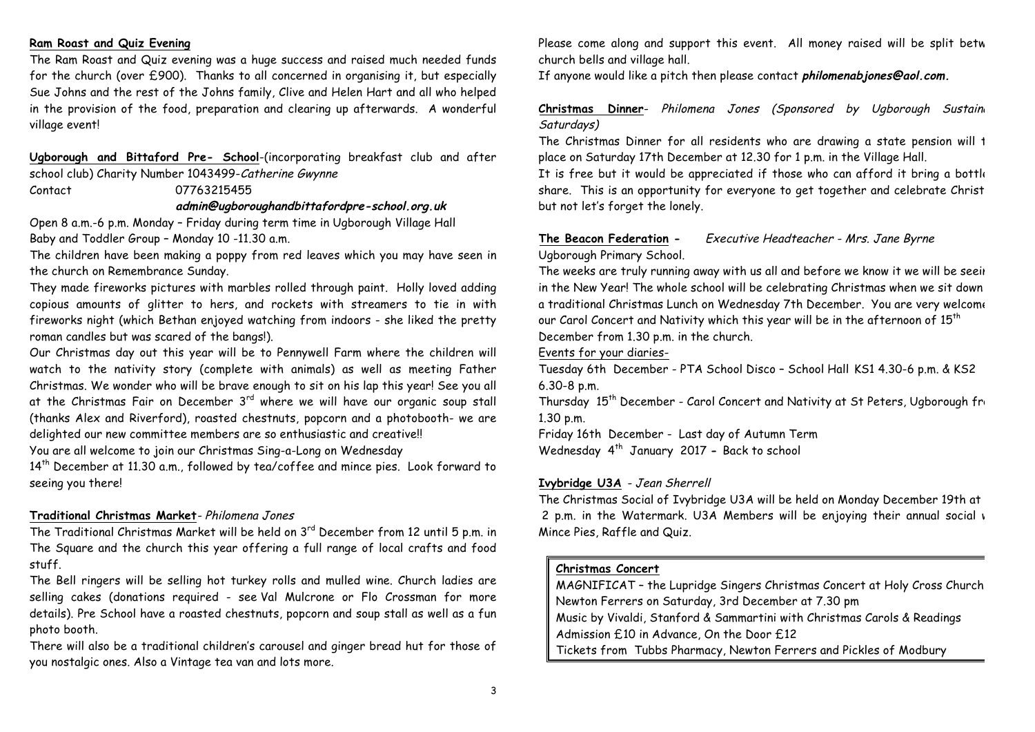## Ram Roast and Quiz Evening

The Ram Roast and Quiz evening was a huge success and raised much needed funds for the church (over £900). Thanks to all concerned in organising it, but especially Sue Johns and the rest of the Johns family, Clive and Helen Hart and all who helped in the provision of the food, preparation and clearing up afterwards. A wonderful village event!

## Ugborough and Bittaford Pre- School

-(incorporating breakfast club and after school club) Charity Number 1043499-*Catherine Gwynne*

Contact 07763215455

***admin@ugboroughandbittafordpre-school.org.uk***

Open 8 a.m.-6 p.m. Monday – Friday during term time in Ugborough Village Hall

Baby and Toddler Group – Monday 10 -11.30 a.m.

The children have been making a poppy from red leaves which you may have seen in the church on Remembrance Sunday.

They made fireworks pictures with marbles rolled through paint. Holly loved adding copious amounts of glitter to hers, and rockets with streamers to tie in with fireworks night (which Bethan enjoyed watching from indoors - she liked the pretty roman candles but was scared of the bangs!).

Our Christmas day out this year will be to Pennywell Farm where the children will watch to the nativity story (complete with animals) as well as meeting Father Christmas. We wonder who will be brave enough to sit on his lap this year! See you all at the Christmas Fair on December 3rd where we will have our organic soup stall (thanks Alex and Riverford), roasted chestnuts, popcorn and a photobooth- we are delighted our new committee members are so enthusiastic and creative!!

You are all welcome to join our Christmas Sing-a-Long on Wednesday 14th December at 11.30 a.m., followed by tea/coffee and mince pies. Look forward to seeing you there!

## Traditional Christmas Market

- *Philomena Jones*

The Traditional Christmas Market will be held on 3rd December from 12 until 5 p.m. in The Square and the church this year offering a full range of local crafts and food stuff.

The Bell ringers will be selling hot turkey rolls and mulled wine. Church ladies are selling cakes (donations required - see Val Mulcrone or Flo Crossman for more details). Pre School have a roasted chestnuts, popcorn and soup stall as well as a fun photo booth.

There will also be a traditional children's carousel and ginger bread hut for those of you nostalgic ones. Also a Vintage tea van and lots more.

Please come along and support this event. All money raised will be split betw church bells and village hall.

If anyone would like a pitch then please contact ***philomenabjones@aol.com.***

## Christmas Dinner

- *Philomena Jones (Sponsored by Ugborough Sustain Saturdays)*

The Christmas Dinner for all residents who are drawing a state pension will t place on Saturday 17th December at 12.30 for 1 p.m. in the Village Hall.

It is free but it would be appreciated if those who can afford it bring a bottle share. This is an opportunity for everyone to get together and celebrate Christ but not let's forget the lonely.

## The Beacon Federation

- *Executive Headteacher - Mrs. Jane Byrne*

Ugborough Primary School.

The weeks are truly running away with us all and before we know it we will be seei in the New Year! The whole school will be celebrating Christmas when we sit down a traditional Christmas Lunch on Wednesday 7th December. You are very welcome our Carol Concert and Nativity which this year will be in the afternoon of 15th December from 1.30 p.m. in the church.

Events for your diaries-

Tuesday 6th December - PTA School Disco – School Hall KS1 4.30-6 p.m. & KS2 6.30-8 p.m.

Thursday 15th December - Carol Concert and Nativity at St Peters, Ugborough fr 1.30 p.m.

Friday 16th December - Last day of Autumn Term

Wednesday 4th January 2017 **-** Back to school

## Ivybridge U3A

- *Jean Sherrell*

The Christmas Social of Ivybridge U3A will be held on Monday December 19th at 2 p.m. in the Watermark. U3A Members will be enjoying their annual social w Mince Pies, Raffle and Quiz.

## Christmas Concert

MAGNIFICAT – the Lupridge Singers Christmas Concert at Holy Cross Church Newton Ferrers on Saturday, 3rd December at 7.30 pm

Music by Vivaldi, Stanford & Sammartini with Christmas Carols & Readings

Admission £10 in Advance, On the Door £12

Tickets from Tubbs Pharmacy, Newton Ferrers and Pickles of Modbury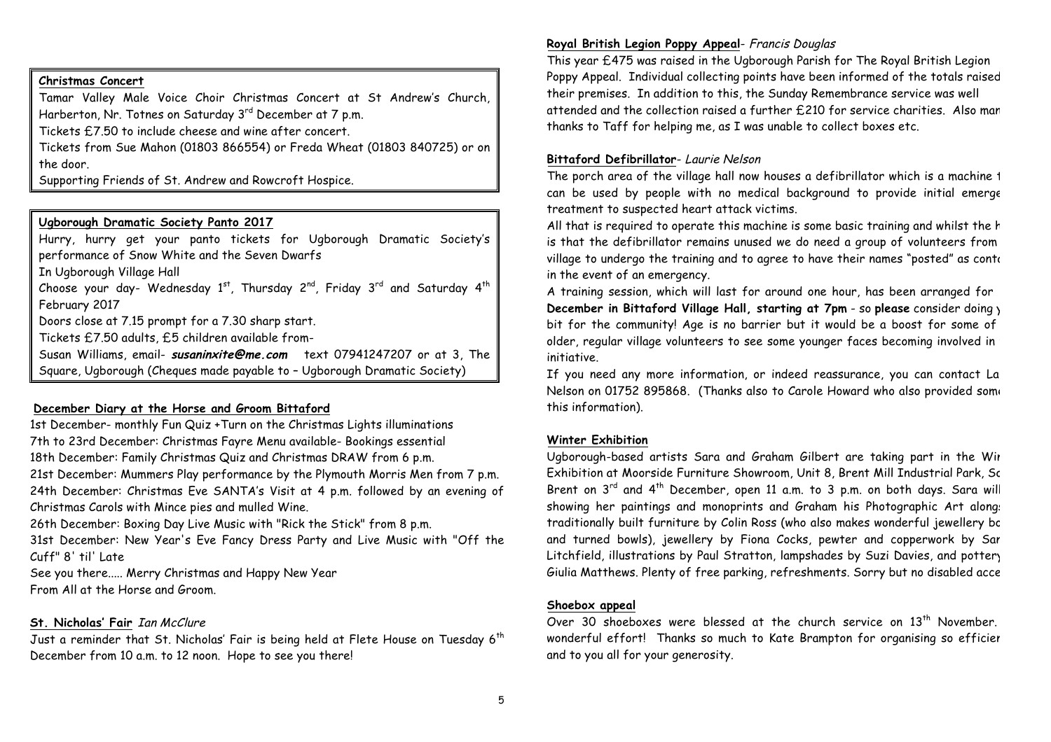**Christmas Concert**

Tamar Valley Male Voice Choir Christmas Concert at St Andrew's Church, Harberton, Nr. Totnes on Saturday 3rd December at 7 p.m.

Tickets £7.50 to include cheese and wine after concert.

Tickets from Sue Mahon (01803 866554) or Freda Wheat (01803 840725) or on the door.

Supporting Friends of St. Andrew and Rowcroft Hospice.

**Ugborough Dramatic Society Panto 2017**

Hurry, hurry get your panto tickets for Ugborough Dramatic Society's performance of Snow White and the Seven Dwarfs

In Ugborough Village Hall

Choose your day- Wednesday 1st, Thursday 2nd, Friday 3rd and Saturday 4th February 2017

Doors close at 7.15 prompt for a 7.30 sharp start.

Tickets £7.50 adults, £5 children available from-

Susan Williams, email- ***susaninxite@me.com*** text 07941247207 or at 3, The Square, Ugborough (Cheques made payable to – Ugborough Dramatic Society)

**December Diary at the Horse and Groom Bittaford**

1st December- monthly Fun Quiz +Turn on the Christmas Lights illuminations

7th to 23rd December: Christmas Fayre Menu available- Bookings essential

18th December: Family Christmas Quiz and Christmas DRAW from 6 p.m.

21st December: Mummers Play performance by the Plymouth Morris Men from 7 p.m.

24th December: Christmas Eve SANTA's Visit at 4 p.m. followed by an evening of Christmas Carols with Mince pies and mulled Wine.

26th December: Boxing Day Live Music with "Rick the Stick" from 8 p.m.

31st December: New Year's Eve Fancy Dress Party and Live Music with "Off the Cuff" 8' til' Late

See you there..... Merry Christmas and Happy New Year

From All at the Horse and Groom.

**St. Nicholas' Fair** *Ian McClure*

Just a reminder that St. Nicholas' Fair is being held at Flete House on Tuesday 6th December from 10 a.m. to 12 noon. Hope to see you there!

**Royal British Legion Poppy Appeal**- *Francis Douglas*

This year £475 was raised in the Ugborough Parish for The Royal British Legion Poppy Appeal. Individual collecting points have been informed of the totals raised their premises. In addition to this, the Sunday Remembrance service was well attended and the collection raised a further £210 for service charities. Also man thanks to Taff for helping me, as I was unable to collect boxes etc.

**Bittaford Defibrillator**- *Laurie Nelson*

The porch area of the village hall now houses a defibrillator which is a machine t can be used by people with no medical background to provide initial emerge treatment to suspected heart attack victims.

All that is required to operate this machine is some basic training and whilst the h is that the defibrillator remains unused we do need a group of volunteers from village to undergo the training and to agree to have their names "posted" as conta in the event of an emergency.

A training session, which will last for around one hour, has been arranged for **December in Bittaford Village Hall, starting at 7pm** - so **please** consider doing y bit for the community! Age is no barrier but it would be a boost for some of older, regular village volunteers to see some younger faces becoming involved in initiative.

If you need any more information, or indeed reassurance, you can contact La Nelson on 01752 895868. (Thanks also to Carole Howard who also provided some this information).

**Winter Exhibition**

Ugborough-based artists Sara and Graham Gilbert are taking part in the Win Exhibition at Moorside Furniture Showroom, Unit 8, Brent Mill Industrial Park, So Brent on 3rd and 4th December, open 11 a.m. to 3 p.m. on both days. Sara will showing her paintings and monoprints and Graham his Photographic Art along traditionally built furniture by Colin Ross (who also makes wonderful jewellery bo and turned bowls), jewellery by Fiona Cocks, pewter and copperwork by Sar Litchfield, illustrations by Paul Stratton, lampshades by Suzi Davies, and pottery Giulia Matthews. Plenty of free parking, refreshments. Sorry but no disabled acce

**Shoebox appeal**

Over 30 shoeboxes were blessed at the church service on 13th November. wonderful effort! Thanks so much to Kate Brampton for organising so efficien and to you all for your generosity.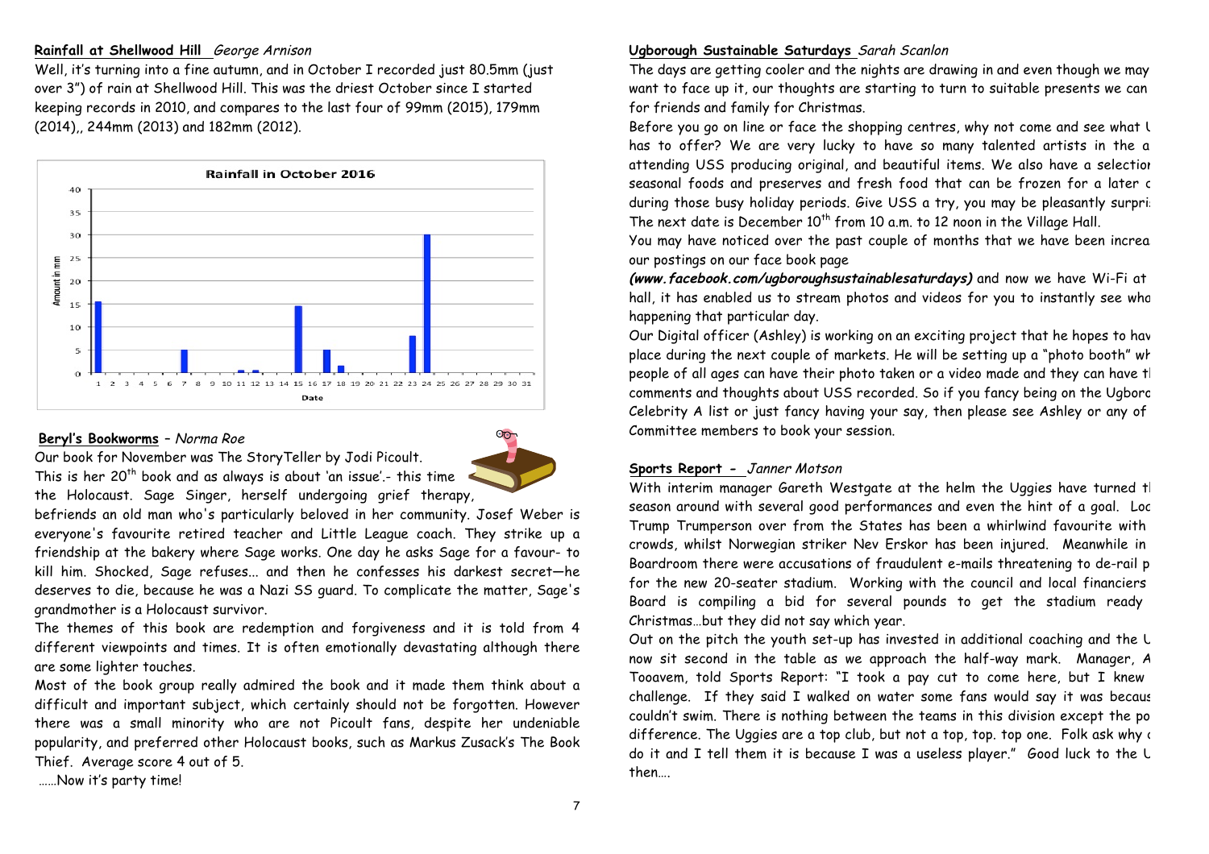**Rainfall at Shellwood Hill** *George Arnison*

Well, it's turning into a fine autumn, and in October I recorded just 80.5mm (just over 3") of rain at Shellwood Hill. This was the driest October since I started keeping records in 2010, and compares to the last four of 99mm (2015), 179mm (2014),, 244mm (2013) and 182mm (2012).

**Beryl's Bookworms** – *Norma Roe*

Our book for November was The StoryTeller by Jodi Picoult.

This is her 20[th] book and as always is about 'an issue'.- this time the Holocaust. Sage Singer, herself undergoing grief therapy, befriends an old man who's particularly beloved in her community. Josef Weber is everyone's favourite retired teacher and Little League coach. They strike up a friendship at the bakery where Sage works. One day he asks Sage for a favour- to kill him. Shocked, Sage refuses... and then he confesses his darkest secret—he deserves to die, because he was a Nazi SS guard. To complicate the matter, Sage's grandmother is a Holocaust survivor.

The themes of this book are redemption and forgiveness and it is told from 4 different viewpoints and times. It is often emotionally devastating although there are some lighter touches.

Most of the book group really admired the book and it made them think about a difficult and important subject, which certainly should not be forgotten. However there was a small minority who are not Picoult fans, despite her undeniable popularity, and preferred other Holocaust books, such as Markus Zusack's The Book Thief. Average score 4 out of 5.

……Now it's party time!

**Ugborough Sustainable Saturdays** *Sarah Scanlon*

The days are getting cooler and the nights are drawing in and even though we may want to face up it, our thoughts are starting to turn to suitable presents we can for friends and family for Christmas.

Before you go on line or face the shopping centres, why not come and see what U has to offer? We are very lucky to have so many talented artists in the a attending USS producing original, and beautiful items. We also have a selection seasonal foods and preserves and fresh food that can be frozen for a later d during those busy holiday periods. Give USS a try, you may be pleasantly surpri The next date is December 10[th] from 10 a.m. to 12 noon in the Village Hall.

You may have noticed over the past couple of months that we have been increa our postings on our face book page ***(www.facebook.com/ugboroughsustainablesaturdays)*** and now we have Wi-Fi at hall, it has enabled us to stream photos and videos for you to instantly see wha happening that particular day.

Our Digital officer (Ashley) is working on an exciting project that he hopes to hav place during the next couple of markets. He will be setting up a "photo booth" wh people of all ages can have their photo taken or a video made and they can have th comments and thoughts about USS recorded. So if you fancy being on the Ugboro Celebrity A list or just fancy having your say, then please see Ashley or any of Committee members to book your session.

**Sports Report -** *Janner Motson*

With interim manager Gareth Westgate at the helm the Uggies have turned th season around with several good performances and even the hint of a goal. Loc Trump Trumperson over from the States has been a whirlwind favourite with crowds, whilst Norwegian striker Nev Erskor has been injured. Meanwhile in Boardroom there were accusations of fraudulent e-mails threatening to de-rail p for the new 20-seater stadium. Working with the council and local financiers Board is compiling a bid for several pounds to get the stadium ready Christmas…but they did not say which year.

Out on the pitch the youth set-up has invested in additional coaching and the U now sit second in the table as we approach the half-way mark. Manager, A Tooavem, told Sports Report: "I took a pay cut to come here, but I knew challenge. If they said I walked on water some fans would say it was becaus couldn't swim. There is nothing between the teams in this division except the po difference. The Uggies are a top club, but not a top, top. top one. Folk ask why c do it and I tell them it is because I was a useless player." Good luck to the U then….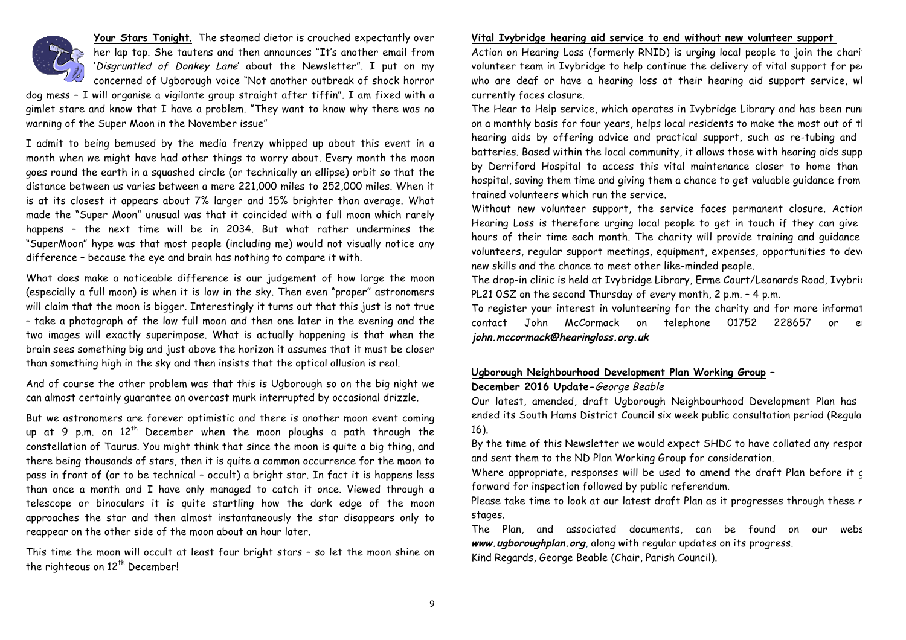**Your Stars Tonight**. The steamed dietor is crouched expectantly over her lap top. She tautens and then announces "It's another email from '*Disgruntled of Donkey Lane*' about the Newsletter". I put on my concerned of Ugborough voice "Not another outbreak of shock horror dog mess – I will organise a vigilante group straight after tiffin". I am fixed with a gimlet stare and know that I have a problem. "They want to know why there was no warning of the Super Moon in the November issue"

I admit to being bemused by the media frenzy whipped up about this event in a month when we might have had other things to worry about. Every month the moon goes round the earth in a squashed circle (or technically an ellipse) orbit so that the distance between us varies between a mere 221,000 miles to 252,000 miles. When it is at its closest it appears about 7% larger and 15% brighter than average. What made the "Super Moon" unusual was that it coincided with a full moon which rarely happens – the next time will be in 2034. But what rather undermines the "SuperMoon" hype was that most people (including me) would not visually notice any difference – because the eye and brain has nothing to compare it with.

What does make a noticeable difference is our judgement of how large the moon (especially a full moon) is when it is low in the sky. Then even "proper" astronomers will claim that the moon is bigger. Interestingly it turns out that this just is not true – take a photograph of the low full moon and then one later in the evening and the two images will exactly superimpose. What is actually happening is that when the brain sees something big and just above the horizon it assumes that it must be closer than something high in the sky and then insists that the optical allusion is real.

And of course the other problem was that this is Ugborough so on the big night we can almost certainly guarantee an overcast murk interrupted by occasional drizzle.

But we astronomers are forever optimistic and there is another moon event coming up at 9 p.m. on 12th December when the moon ploughs a path through the constellation of Taurus. You might think that since the moon is quite a big thing, and there being thousands of stars, then it is quite a common occurrence for the moon to pass in front of (or to be technical – occult) a bright star. In fact it is happens less than once a month and I have only managed to catch it once. Viewed through a telescope or binoculars it is quite startling how the dark edge of the moon approaches the star and then almost instantaneously the star disappears only to reappear on the other side of the moon about an hour later.

This time the moon will occult at least four bright stars – so let the moon shine on the righteous on 12th December!

**Vital Ivybridge hearing aid service to end without new volunteer support**

Action on Hearing Loss (formerly RNID) is urging local people to join the chari volunteer team in Ivybridge to help continue the delivery of vital support for pe who are deaf or have a hearing loss at their hearing aid support service, wl currently faces closure.

The Hear to Help service, which operates in Ivybridge Library and has been runi on a monthly basis for four years, helps local residents to make the most out of tl hearing aids by offering advice and practical support, such as re-tubing and batteries. Based within the local community, it allows those with hearing aids supp by Derriford Hospital to access this vital maintenance closer to home than hospital, saving them time and giving them a chance to get valuable guidance from trained volunteers which run the service.

Without new volunteer support, the service faces permanent closure. Action Hearing Loss is therefore urging local people to get in touch if they can give hours of their time each month. The charity will provide training and guidance volunteers, regular support meetings, equipment, expenses, opportunities to dev new skills and the chance to meet other like-minded people.

The drop-in clinic is held at Ivybridge Library, Erme Court/Leonards Road, Ivybri PL21 0SZ on the second Thursday of every month, 2 p.m. – 4 p.m.

To register your interest in volunteering for the charity and for more informat contact John McCormack on telephone 01752 228657 or e ***john.mccormack@hearingloss.org.uk***

**Ugborough Neighbourhood Development Plan Working Group –**

**December 2016 Update-***George Beable*

Our latest, amended, draft Ugborough Neighbourhood Development Plan has ended its South Hams District Council six week public consultation period (Regula 16).

By the time of this Newsletter we would expect SHDC to have collated any respor and sent them to the ND Plan Working Group for consideration.

Where appropriate, responses will be used to amend the draft Plan before it g forward for inspection followed by public referendum.

Please take time to look at our latest draft Plan as it progresses through these r stages.

The Plan, and associated documents, can be found on our webs ***www.ugboroughplan.org***, along with regular updates on its progress.

Kind Regards, George Beable (Chair, Parish Council).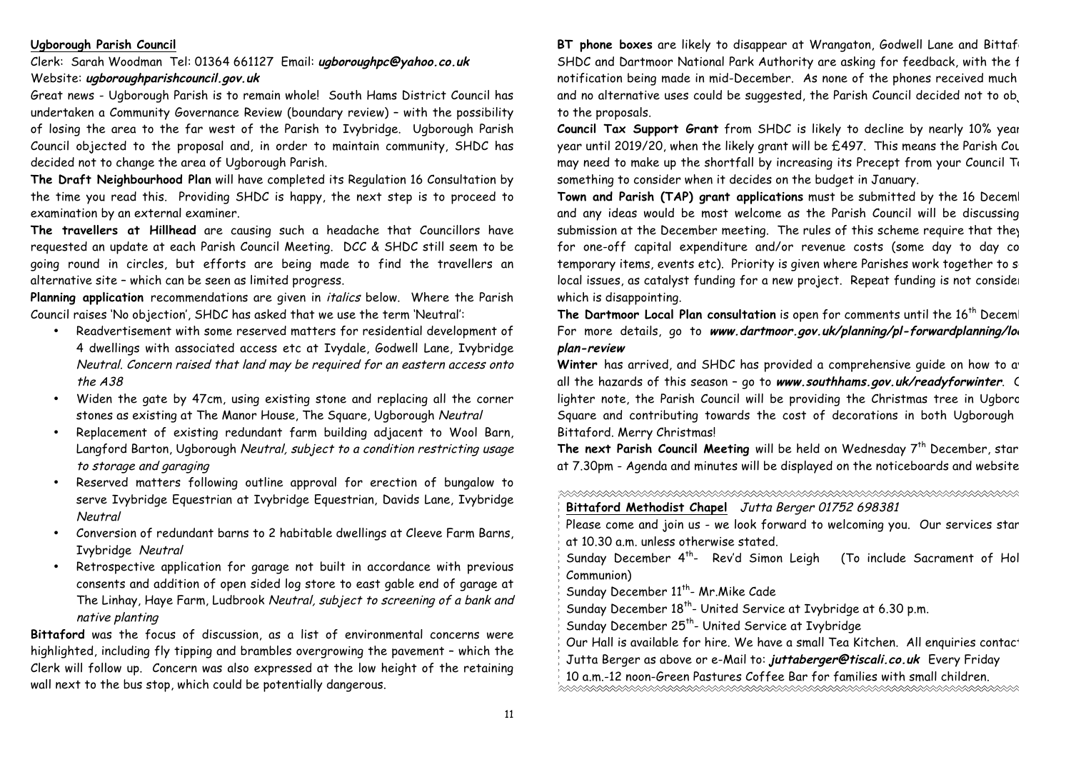**Ugborough Parish Council**

Clerk: Sarah Woodman Tel: 01364 661127 Email: ***ugboroughpc@yahoo.co.uk***
Website: ***ugboroughparishcouncil.gov.uk***

Great news - Ugborough Parish is to remain whole! South Hams District Council has undertaken a Community Governance Review (boundary review) – with the possibility of losing the area to the far west of the Parish to Ivybridge. Ugborough Parish Council objected to the proposal and, in order to maintain community, SHDC has decided not to change the area of Ugborough Parish.

**The Draft Neighbourhood Plan** will have completed its Regulation 16 Consultation by the time you read this. Providing SHDC is happy, the next step is to proceed to examination by an external examiner.

**The travellers at Hillhead** are causing such a headache that Councillors have requested an update at each Parish Council Meeting. DCC & SHDC still seem to be going round in circles, but efforts are being made to find the travellers an alternative site – which can be seen as limited progress.

**Planning application** recommendations are given in *italics* below. Where the Parish Council raises 'No objection', SHDC has asked that we use the term 'Neutral':

- Readvertisement with some reserved matters for residential development of 4 dwellings with associated access etc at Ivydale, Godwell Lane, Ivybridge *Neutral. Concern raised that land may be required for an eastern access onto the A38*
- Widen the gate by 47cm, using existing stone and replacing all the corner stones as existing at The Manor House, The Square, Ugborough *Neutral*
- Replacement of existing redundant farm building adjacent to Wool Barn, Langford Barton, Ugborough *Neutral, subject to a condition restricting usage to storage and garaging*
- Reserved matters following outline approval for erection of bungalow to serve Ivybridge Equestrian at Ivybridge Equestrian, Davids Lane, Ivybridge *Neutral*
- Conversion of redundant barns to 2 habitable dwellings at Cleeve Farm Barns, Ivybridge *Neutral*
- Retrospective application for garage not built in accordance with previous consents and addition of open sided log store to east gable end of garage at The Linhay, Haye Farm, Ludbrook *Neutral, subject to screening of a bank and native planting*

**Bittaford** was the focus of discussion, as a list of environmental concerns were highlighted, including fly tipping and brambles overgrowing the pavement – which the Clerk will follow up. Concern was also expressed at the low height of the retaining wall next to the bus stop, which could be potentially dangerous.

**BT phone boxes** are likely to disappear at Wrangaton, Godwell Lane and Bittaf SHDC and Dartmoor National Park Authority are asking for feedback, with the f notification being made in mid-December. As none of the phones received much and no alternative uses could be suggested, the Parish Council decided not to ob to the proposals.

**Council Tax Support Grant** from SHDC is likely to decline by nearly 10% year year until 2019/20, when the likely grant will be £497. This means the Parish Cou may need to make up the shortfall by increasing its Precept from your Council T something to consider when it decides on the budget in January.

**Town and Parish (TAP) grant applications** must be submitted by the 16 Decem and any ideas would be most welcome as the Parish Council will be discussing submission at the December meeting. The rules of this scheme require that they for one-off capital expenditure and/or revenue costs (some day to day co temporary items, events etc). Priority is given where Parishes work together to s local issues, as catalyst funding for a new project. Repeat funding is not conside which is disappointing.

**The Dartmoor Local Plan consultation** is open for comments until the 16th Decem For more details, go to ***www.dartmoor.gov.uk/planning/pl-forwardplanning/lo plan-review***

**Winter** has arrived, and SHDC has provided a comprehensive guide on how to a all the hazards of this season – go to ***www.southhams.gov.uk/readyforwinter***. lighter note, the Parish Council will be providing the Christmas tree in Ugboro Square and contributing towards the cost of decorations in both Ugborough Bittaford. Merry Christmas!

**The next Parish Council Meeting** will be held on Wednesday 7th December, star at 7.30pm - Agenda and minutes will be displayed on the noticeboards and website

**Bittaford Methodist Chapel** *Jutta Berger 01752 698381*

Please come and join us - we look forward to welcoming you. Our services star at 10.30 a.m. unless otherwise stated.

Sunday December 4th- Rev'd Simon Leigh (To include Sacrament of Hol Communion)

Sunday December 11th- Mr.Mike Cade

Sunday December 18th- United Service at Ivybridge at 6.30 p.m.

Sunday December 25th- United Service at Ivybridge

Our Hall is available for hire. We have a small Tea Kitchen. All enquiries contac Jutta Berger as above or e-Mail to: ***juttaberger@tiscali.co.uk*** Every Friday 10 a.m.-12 noon-Green Pastures Coffee Bar for families with small children.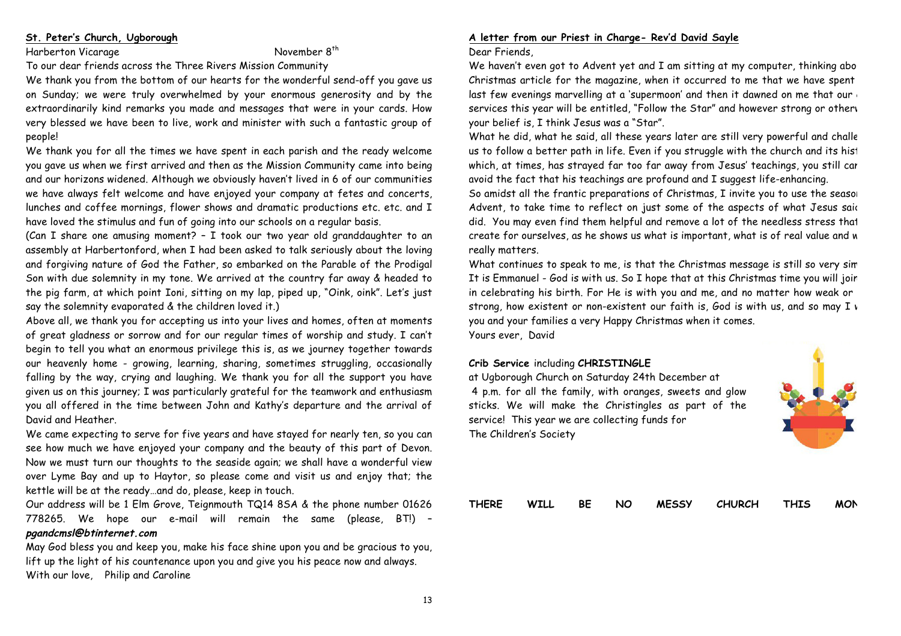**St. Peter's Church, Ugborough**

Harberton Vicarage November 8th

To our dear friends across the Three Rivers Mission Community

We thank you from the bottom of our hearts for the wonderful send-off you gave us on Sunday; we were truly overwhelmed by your enormous generosity and by the extraordinarily kind remarks you made and messages that were in your cards. How very blessed we have been to live, work and minister with such a fantastic group of people!

We thank you for all the times we have spent in each parish and the ready welcome you gave us when we first arrived and then as the Mission Community came into being and our horizons widened. Although we obviously haven't lived in 6 of our communities we have always felt welcome and have enjoyed your company at fetes and concerts, lunches and coffee mornings, flower shows and dramatic productions etc. etc. and I have loved the stimulus and fun of going into our schools on a regular basis.

(Can I share one amusing moment? – I took our two year old granddaughter to an assembly at Harbertonford, when I had been asked to talk seriously about the loving and forgiving nature of God the Father, so embarked on the Parable of the Prodigal Son with due solemnity in my tone. We arrived at the country far away & headed to the pig farm, at which point Ioni, sitting on my lap, piped up, "Oink, oink". Let's just say the solemnity evaporated & the children loved it.)

Above all, we thank you for accepting us into your lives and homes, often at moments of great gladness or sorrow and for our regular times of worship and study. I can't begin to tell you what an enormous privilege this is, as we journey together towards our heavenly home - growing, learning, sharing, sometimes struggling, occasionally falling by the way, crying and laughing. We thank you for all the support you have given us on this journey; I was particularly grateful for the teamwork and enthusiasm you all offered in the time between John and Kathy's departure and the arrival of David and Heather.

We came expecting to serve for five years and have stayed for nearly ten, so you can see how much we have enjoyed your company and the beauty of this part of Devon. Now we must turn our thoughts to the seaside again; we shall have a wonderful view over Lyme Bay and up to Haytor, so please come and visit us and enjoy that; the kettle will be at the ready…and do, please, keep in touch.

Our address will be 1 Elm Grove, Teignmouth TQ14 8SA & the phone number 01626 778265. We hope our e-mail will remain the same (please, BT!) – ***pgandcmsl@btinternet.com***

May God bless you and keep you, make his face shine upon you and be gracious to you, lift up the light of his countenance upon you and give you his peace now and always.

With our love, Philip and Caroline

**A letter from our Priest in Charge- Rev'd David Sayle**

Dear Friends,

We haven't even got to Advent yet and I am sitting at my computer, thinking abo Christmas article for the magazine, when it occurred to me that we have spent last few evenings marvelling at a 'supermoon' and then it dawned on me that our services this year will be entitled, "Follow the Star" and however strong or otherv your belief is, I think Jesus was a "Star".

What he did, what he said, all these years later are still very powerful and challe us to follow a better path in life. Even if you struggle with the church and its hist which, at times, has strayed far too far away from Jesus' teachings, you still car avoid the fact that his teachings are profound and I suggest life-enhancing.

So amidst all the frantic preparations of Christmas, I invite you to use the seaso Advent, to take time to reflect on just some of the aspects of what Jesus saic did. You may even find them helpful and remove a lot of the needless stress that create for ourselves, as he shows us what is important, what is of real value and w really matters.

What continues to speak to me, is that the Christmas message is still so very sim It is Emmanuel - God is with us. So I hope that at this Christmas time you will joir in celebrating his birth. For He is with you and me, and no matter how weak or strong, how existent or non-existent our faith is, God is with us, and so may I v you and your families a very Happy Christmas when it comes.

Yours ever, David

**Crib Service** including **CHRISTINGLE**
at Ugborough Church on Saturday 24th December at 4 p.m. for all the family, with oranges, sweets and glow sticks. We will make the Christingles as part of the service! This year we are collecting funds for The Children's Society

**THERE WILL BE NO MESSY CHURCH THIS MON**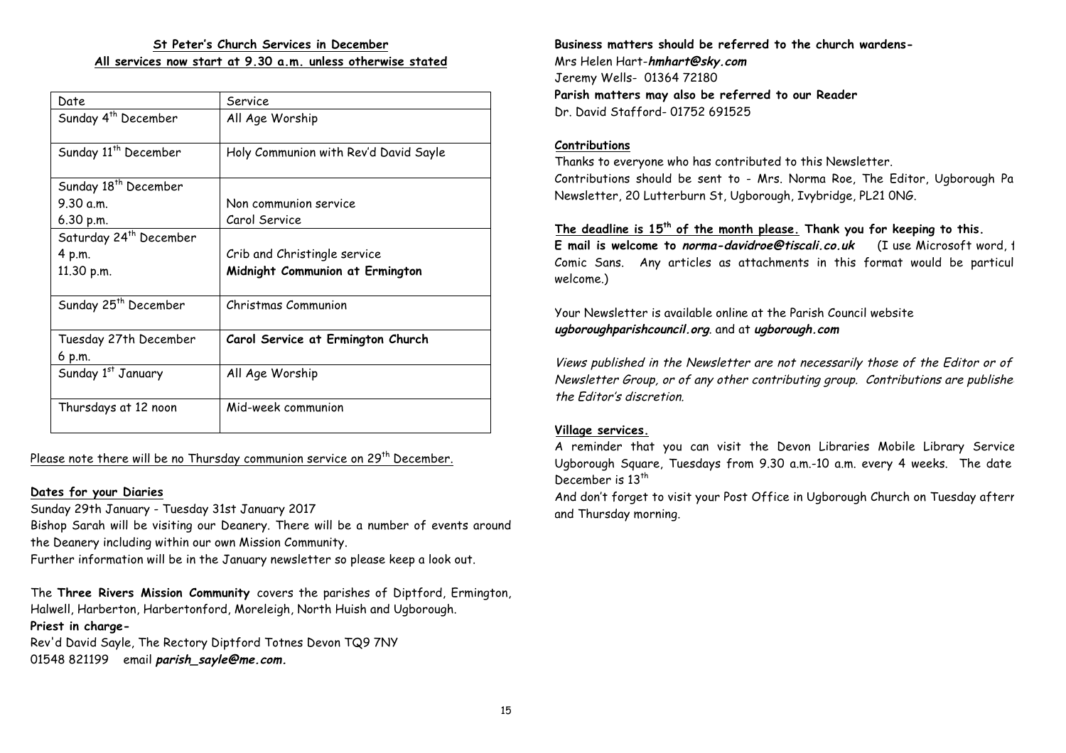## St Peter's Church Services in December

**All services now start at 9.30 a.m. unless otherwise stated**

| Date | Service |
|---|---|
| Sunday 4th December | All Age Worship |
| Sunday 11th December | Holy Communion with Rev'd David Sayle |
| Sunday 18th December<br>9.30 a.m.<br>6.30 p.m. | <br>Non communion service<br>Carol Service |
| Saturday 24th December<br>4 p.m.<br>11.30 p.m. | <br>Crib and Christingle service<br>**Midnight Communion at Ermington** |
| Sunday 25th December | Christmas Communion |
| Tuesday 27th December<br>6 p.m. | **Carol Service at Ermington Church** |
| Sunday 1st January | All Age Worship |
| Thursdays at 12 noon | Mid-week communion |

Please note there will be no Thursday communion service on 29th December.

**Dates for your Diaries**

Sunday 29th January - Tuesday 31st January 2017

Bishop Sarah will be visiting our Deanery. There will be a number of events around the Deanery including within our own Mission Community.

Further information will be in the January newsletter so please keep a look out.

The **Three Rivers Mission Community** covers the parishes of Diptford, Ermington, Halwell, Harberton, Harbertonford, Moreleigh, North Huish and Ugborough.

**Priest in charge-**

Rev'd David Sayle, The Rectory Diptford Totnes Devon TQ9 7NY

01548 821199 email ***parish_sayle@me.com.***

**Business matters should be referred to the church wardens-**

Mrs Helen Hart-***hmhart@sky.com***

Jeremy Wells- 01364 72180

**Parish matters may also be referred to our Reader**

Dr. David Stafford- 01752 691525

**Contributions**

Thanks to everyone who has contributed to this Newsletter.

Contributions should be sent to - Mrs. Norma Roe, The Editor, Ugborough Pa Newsletter, 20 Lutterburn St, Ugborough, Ivybridge, PL21 0NG.

**The deadline is 15th of the month please. Thank you for keeping to this.**

**E mail is welcome to *norma-davidroe@tiscali.co.uk*** (I use Microsoft word, t Comic Sans. Any articles as attachments in this format would be particul welcome.)

Your Newsletter is available online at the Parish Council website ***ugboroughparishcouncil.org***. and at ***ugborough.com***

*Views published in the Newsletter are not necessarily those of the Editor or of Newsletter Group, or of any other contributing group. Contributions are publishe the Editor's discretion.*

**Village services.**

A reminder that you can visit the Devon Libraries Mobile Library Service Ugborough Square, Tuesdays from 9.30 a.m.-10 a.m. every 4 weeks. The date December is 13th

And don't forget to visit your Post Office in Ugborough Church on Tuesday aftern and Thursday morning.